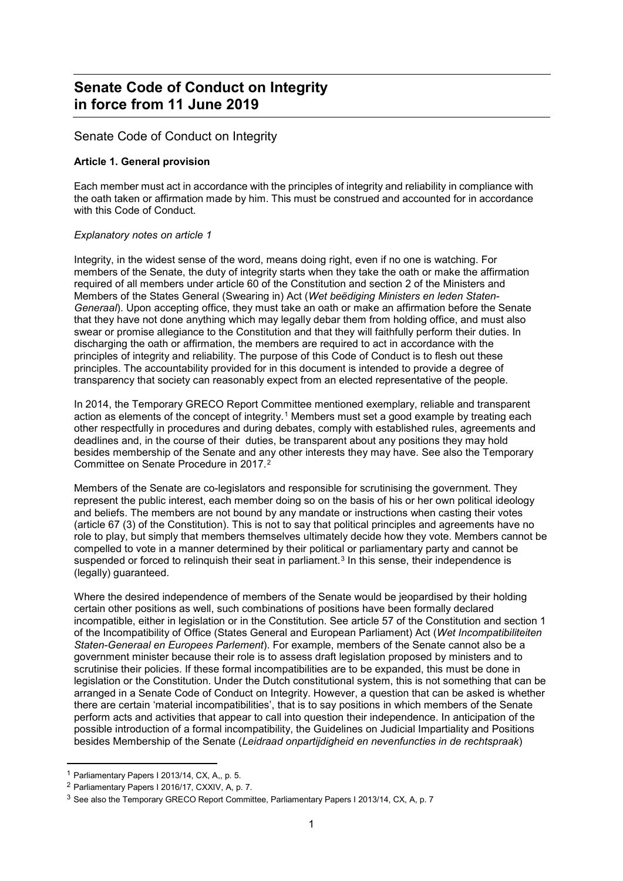# Senate Code of Conduct on Integrity in force from 11 June 2019

## Senate Code of Conduct on Integrity

### Article 1. General provision

Each member must act in accordance with the principles of integrity and reliability in compliance with the oath taken or affirmation made by him. This must be construed and accounted for in accordance with this Code of Conduct.

*Explanatory notes on article 1*

Integrity, in the widest sense of the word, means doing right, even if no one is watching. For members of the Senate, the duty of integrity starts when they take the oath or make the affirmation required of all members under article 60 of the Constitution and section 2 of the Ministers and Members of the States General (Swearing in) Act (*Wet beëdiging Ministers en leden Staten-Generaal*). Upon accepting office, they must take an oath or make an affirmation before the Senate that they have not done anything which may legally debar them from holding office, and must also swear or promise allegiance to the Constitution and that they will faithfully perform their duties. In discharging the oath or affirmation, the members are required to act in accordance with the principles of integrity and reliability. The purpose of this Code of Conduct is to flesh out these principles. The accountability provided for in this document is intended to provide a degree of transparency that society can reasonably expect from an elected representative of the people.

In 2014, the Temporary GRECO Report Committee mentioned exemplary, reliable and transparent action as elements of the concept of integrity.[1] Members must set a good example by treating each other respectfully in procedures and during debates, comply with established rules, agreements and deadlines and, in the course of their duties, be transparent about any positions they may hold besides membership of the Senate and any other interests they may have. See also the Temporary Committee on Senate Procedure in 2017.[2]

Members of the Senate are co-legislators and responsible for scrutinising the government. They represent the public interest, each member doing so on the basis of his or her own political ideology and beliefs. The members are not bound by any mandate or instructions when casting their votes (article 67 (3) of the Constitution). This is not to say that political principles and agreements have no role to play, but simply that members themselves ultimately decide how they vote. Members cannot be compelled to vote in a manner determined by their political or parliamentary party and cannot be suspended or forced to relinquish their seat in parliament.[3] In this sense, their independence is (legally) guaranteed.

Where the desired independence of members of the Senate would be jeopardised by their holding certain other positions as well, such combinations of positions have been formally declared incompatible, either in legislation or in the Constitution. See article 57 of the Constitution and section 1 of the Incompatibility of Office (States General and European Parliament) Act (*Wet Incompatibiliteiten Staten-Generaal en Europees Parlement*). For example, members of the Senate cannot also be a government minister because their role is to assess draft legislation proposed by ministers and to scrutinise their policies. If these formal incompatibilities are to be expanded, this must be done in legislation or the Constitution. Under the Dutch constitutional system, this is not something that can be arranged in a Senate Code of Conduct on Integrity. However, a question that can be asked is whether there are certain 'material incompatibilities', that is to say positions in which members of the Senate perform acts and activities that appear to call into question their independence. In anticipation of the possible introduction of a formal incompatibility, the Guidelines on Judicial Impartiality and Positions besides Membership of the Senate (*Leidraad onpartijdigheid en nevenfuncties in de rechtspraak*)

---

[1] Parliamentary Papers I 2013/14, CX, A,, p. 5.

[2] Parliamentary Papers I 2016/17, CXXIV, A, p. 7.

[3] See also the Temporary GRECO Report Committee, Parliamentary Papers I 2013/14, CX, A, p. 7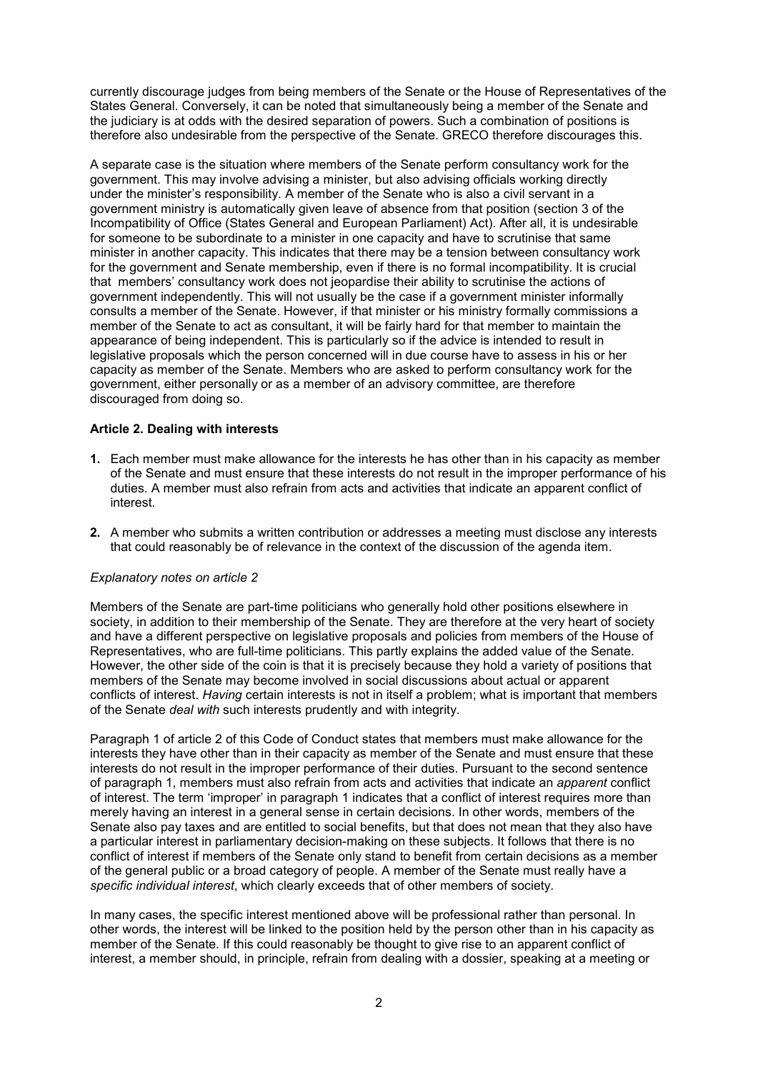currently discourage judges from being members of the Senate or the House of Representatives of the States General. Conversely, it can be noted that simultaneously being a member of the Senate and the judiciary is at odds with the desired separation of powers. Such a combination of positions is therefore also undesirable from the perspective of the Senate. GRECO therefore discourages this.

A separate case is the situation where members of the Senate perform consultancy work for the government. This may involve advising a minister, but also advising officials working directly under the minister's responsibility. A member of the Senate who is also a civil servant in a government ministry is automatically given leave of absence from that position (section 3 of the Incompatibility of Office (States General and European Parliament) Act). After all, it is undesirable for someone to be subordinate to a minister in one capacity and have to scrutinise that same minister in another capacity. This indicates that there may be a tension between consultancy work for the government and Senate membership, even if there is no formal incompatibility. It is crucial that members' consultancy work does not jeopardise their ability to scrutinise the actions of government independently. This will not usually be the case if a government minister informally consults a member of the Senate. However, if that minister or his ministry formally commissions a member of the Senate to act as consultant, it will be fairly hard for that member to maintain the appearance of being independent. This is particularly so if the advice is intended to result in legislative proposals which the person concerned will in due course have to assess in his or her capacity as member of the Senate. Members who are asked to perform consultancy work for the government, either personally or as a member of an advisory committee, are therefore discouraged from doing so.

### Article 2. Dealing with interests

1. Each member must make allowance for the interests he has other than in his capacity as member of the Senate and must ensure that these interests do not result in the improper performance of his duties. A member must also refrain from acts and activities that indicate an apparent conflict of interest.
2. A member who submits a written contribution or addresses a meeting must disclose any interests that could reasonably be of relevance in the context of the discussion of the agenda item.

*Explanatory notes on article 2*

Members of the Senate are part-time politicians who generally hold other positions elsewhere in society, in addition to their membership of the Senate. They are therefore at the very heart of society and have a different perspective on legislative proposals and policies from members of the House of Representatives, who are full-time politicians. This partly explains the added value of the Senate. However, the other side of the coin is that it is precisely because they hold a variety of positions that members of the Senate may become involved in social discussions about actual or apparent conflicts of interest. *Having* certain interests is not in itself a problem; what is important that members of the Senate *deal with* such interests prudently and with integrity.

Paragraph 1 of article 2 of this Code of Conduct states that members must make allowance for the interests they have other than in their capacity as member of the Senate and must ensure that these interests do not result in the improper performance of their duties. Pursuant to the second sentence of paragraph 1, members must also refrain from acts and activities that indicate an *apparent* conflict of interest. The term 'improper' in paragraph 1 indicates that a conflict of interest requires more than merely having an interest in a general sense in certain decisions. In other words, members of the Senate also pay taxes and are entitled to social benefits, but that does not mean that they also have a particular interest in parliamentary decision-making on these subjects. It follows that there is no conflict of interest if members of the Senate only stand to benefit from certain decisions as a member of the general public or a broad category of people. A member of the Senate must really have a *specific individual interest*, which clearly exceeds that of other members of society.

In many cases, the specific interest mentioned above will be professional rather than personal. In other words, the interest will be linked to the position held by the person other than in his capacity as member of the Senate. If this could reasonably be thought to give rise to an apparent conflict of interest, a member should, in principle, refrain from dealing with a dossier, speaking at a meeting or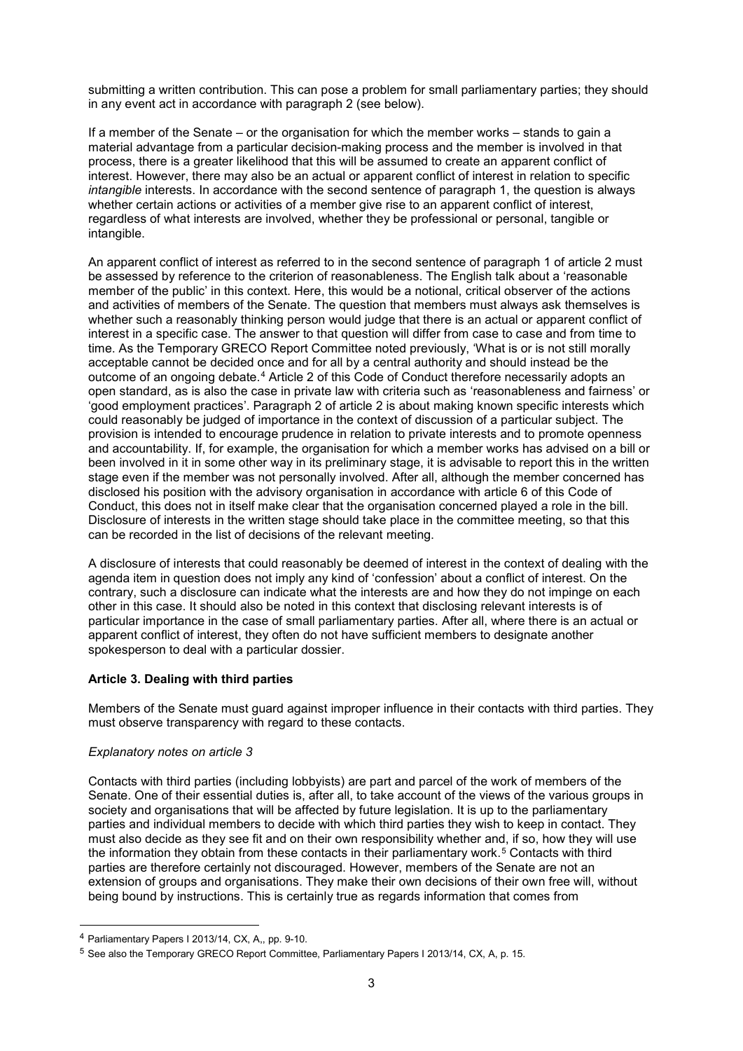submitting a written contribution. This can pose a problem for small parliamentary parties; they should in any event act in accordance with paragraph 2 (see below).

If a member of the Senate – or the organisation for which the member works – stands to gain a material advantage from a particular decision-making process and the member is involved in that process, there is a greater likelihood that this will be assumed to create an apparent conflict of interest. However, there may also be an actual or apparent conflict of interest in relation to specific *intangible* interests. In accordance with the second sentence of paragraph 1, the question is always whether certain actions or activities of a member give rise to an apparent conflict of interest, regardless of what interests are involved, whether they be professional or personal, tangible or intangible.

An apparent conflict of interest as referred to in the second sentence of paragraph 1 of article 2 must be assessed by reference to the criterion of reasonableness. The English talk about a 'reasonable member of the public' in this context. Here, this would be a notional, critical observer of the actions and activities of members of the Senate. The question that members must always ask themselves is whether such a reasonably thinking person would judge that there is an actual or apparent conflict of interest in a specific case. The answer to that question will differ from case to case and from time to time. As the Temporary GRECO Report Committee noted previously, 'What is or is not still morally acceptable cannot be decided once and for all by a central authority and should instead be the outcome of an ongoing debate.[4] Article 2 of this Code of Conduct therefore necessarily adopts an open standard, as is also the case in private law with criteria such as 'reasonableness and fairness' or 'good employment practices'. Paragraph 2 of article 2 is about making known specific interests which could reasonably be judged of importance in the context of discussion of a particular subject. The provision is intended to encourage prudence in relation to private interests and to promote openness and accountability. If, for example, the organisation for which a member works has advised on a bill or been involved in it in some other way in its preliminary stage, it is advisable to report this in the written stage even if the member was not personally involved. After all, although the member concerned has disclosed his position with the advisory organisation in accordance with article 6 of this Code of Conduct, this does not in itself make clear that the organisation concerned played a role in the bill. Disclosure of interests in the written stage should take place in the committee meeting, so that this can be recorded in the list of decisions of the relevant meeting.

A disclosure of interests that could reasonably be deemed of interest in the context of dealing with the agenda item in question does not imply any kind of 'confession' about a conflict of interest. On the contrary, such a disclosure can indicate what the interests are and how they do not impinge on each other in this case. It should also be noted in this context that disclosing relevant interests is of particular importance in the case of small parliamentary parties. After all, where there is an actual or apparent conflict of interest, they often do not have sufficient members to designate another spokesperson to deal with a particular dossier.

### Article 3. Dealing with third parties

Members of the Senate must guard against improper influence in their contacts with third parties. They must observe transparency with regard to these contacts.

*Explanatory notes on article 3*

Contacts with third parties (including lobbyists) are part and parcel of the work of members of the Senate. One of their essential duties is, after all, to take account of the views of the various groups in society and organisations that will be affected by future legislation. It is up to the parliamentary parties and individual members to decide with which third parties they wish to keep in contact. They must also decide as they see fit and on their own responsibility whether and, if so, how they will use the information they obtain from these contacts in their parliamentary work.[5] Contacts with third parties are therefore certainly not discouraged. However, members of the Senate are not an extension of groups and organisations. They make their own decisions of their own free will, without being bound by instructions. This is certainly true as regards information that comes from

---

[4] Parliamentary Papers I 2013/14, CX, A,, pp. 9-10.

[5] See also the Temporary GRECO Report Committee, Parliamentary Papers I 2013/14, CX, A, p. 15.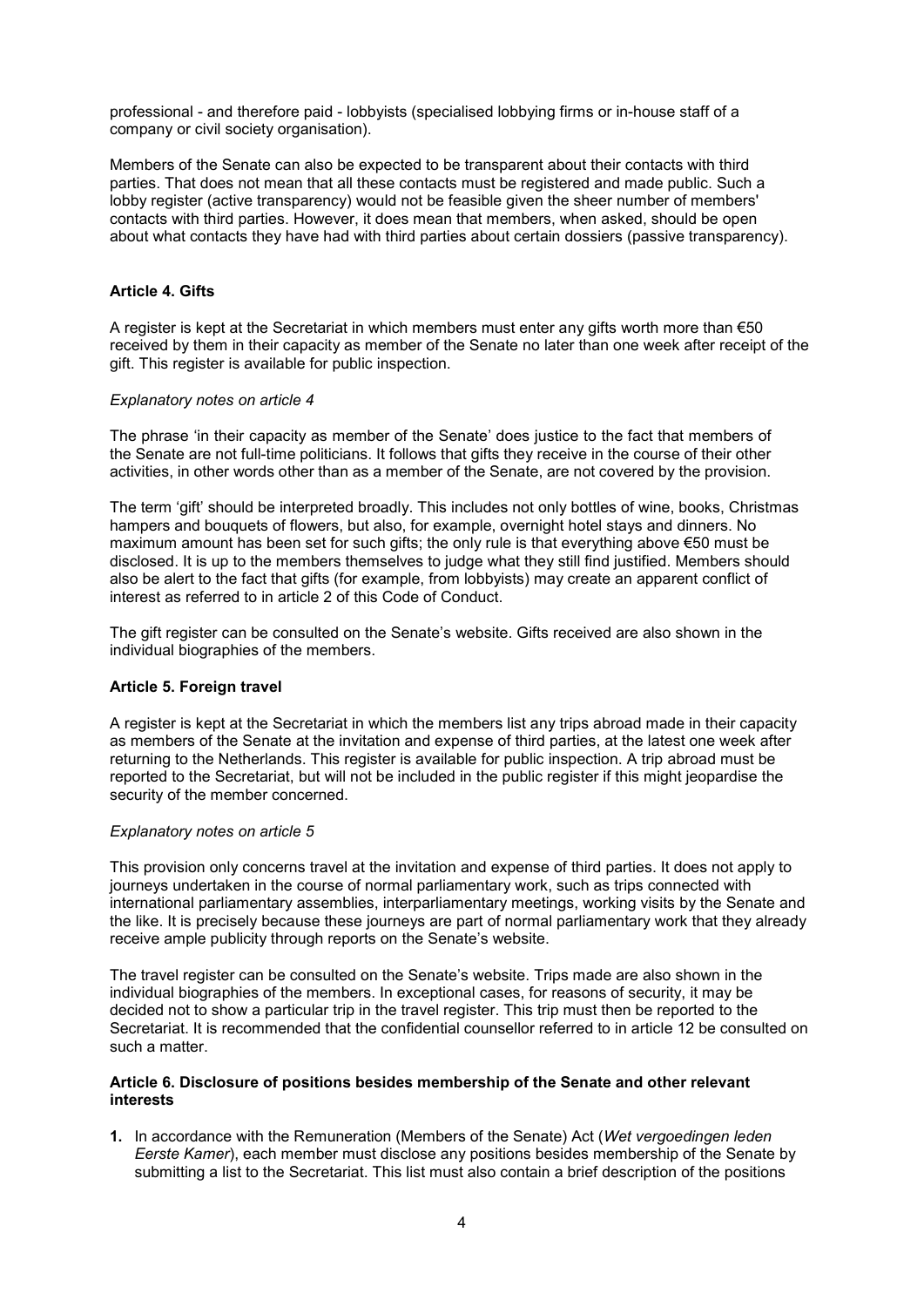professional - and therefore paid - lobbyists (specialised lobbying firms or in-house staff of a company or civil society organisation).

Members of the Senate can also be expected to be transparent about their contacts with third parties. That does not mean that all these contacts must be registered and made public. Such a lobby register (active transparency) would not be feasible given the sheer number of members' contacts with third parties. However, it does mean that members, when asked, should be open about what contacts they have had with third parties about certain dossiers (passive transparency).

### Article 4. Gifts

A register is kept at the Secretariat in which members must enter any gifts worth more than €50 received by them in their capacity as member of the Senate no later than one week after receipt of the gift. This register is available for public inspection.

*Explanatory notes on article 4*

The phrase 'in their capacity as member of the Senate' does justice to the fact that members of the Senate are not full-time politicians. It follows that gifts they receive in the course of their other activities, in other words other than as a member of the Senate, are not covered by the provision.

The term 'gift' should be interpreted broadly. This includes not only bottles of wine, books, Christmas hampers and bouquets of flowers, but also, for example, overnight hotel stays and dinners. No maximum amount has been set for such gifts; the only rule is that everything above €50 must be disclosed. It is up to the members themselves to judge what they still find justified. Members should also be alert to the fact that gifts (for example, from lobbyists) may create an apparent conflict of interest as referred to in article 2 of this Code of Conduct.

The gift register can be consulted on the Senate's website. Gifts received are also shown in the individual biographies of the members.

### Article 5. Foreign travel

A register is kept at the Secretariat in which the members list any trips abroad made in their capacity as members of the Senate at the invitation and expense of third parties, at the latest one week after returning to the Netherlands. This register is available for public inspection. A trip abroad must be reported to the Secretariat, but will not be included in the public register if this might jeopardise the security of the member concerned.

*Explanatory notes on article 5*

This provision only concerns travel at the invitation and expense of third parties. It does not apply to journeys undertaken in the course of normal parliamentary work, such as trips connected with international parliamentary assemblies, interparliamentary meetings, working visits by the Senate and the like. It is precisely because these journeys are part of normal parliamentary work that they already receive ample publicity through reports on the Senate's website.

The travel register can be consulted on the Senate's website. Trips made are also shown in the individual biographies of the members. In exceptional cases, for reasons of security, it may be decided not to show a particular trip in the travel register. This trip must then be reported to the Secretariat. It is recommended that the confidential counsellor referred to in article 12 be consulted on such a matter.

### Article 6. Disclosure of positions besides membership of the Senate and other relevant interests

1. In accordance with the Remuneration (Members of the Senate) Act (*Wet vergoedingen leden Eerste Kamer*), each member must disclose any positions besides membership of the Senate by submitting a list to the Secretariat. This list must also contain a brief description of the positions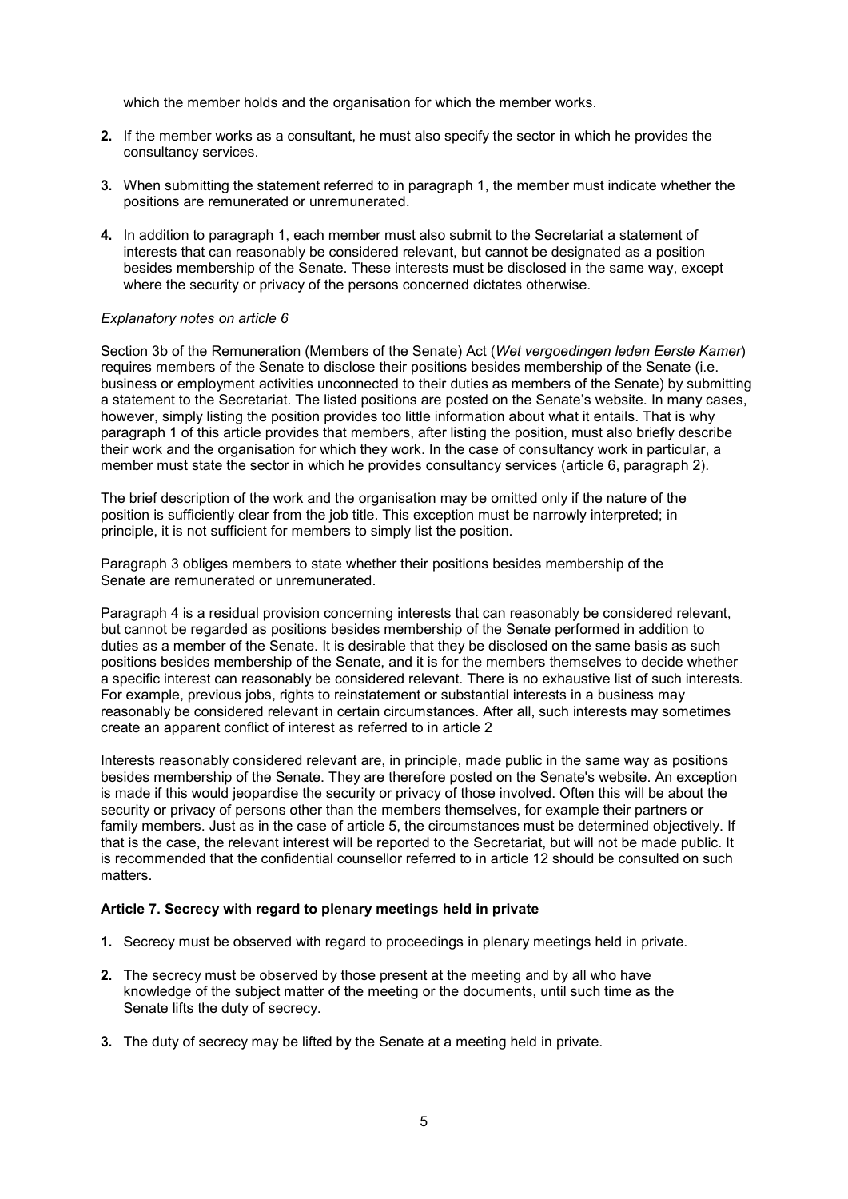which the member holds and the organisation for which the member works.

2. If the member works as a consultant, he must also specify the sector in which he provides the consultancy services.

3. When submitting the statement referred to in paragraph 1, the member must indicate whether the positions are remunerated or unremunerated.

4. In addition to paragraph 1, each member must also submit to the Secretariat a statement of interests that can reasonably be considered relevant, but cannot be designated as a position besides membership of the Senate. These interests must be disclosed in the same way, except where the security or privacy of the persons concerned dictates otherwise.

*Explanatory notes on article 6*

Section 3b of the Remuneration (Members of the Senate) Act (*Wet vergoedingen leden Eerste Kamer*) requires members of the Senate to disclose their positions besides membership of the Senate (i.e. business or employment activities unconnected to their duties as members of the Senate) by submitting a statement to the Secretariat. The listed positions are posted on the Senate's website. In many cases, however, simply listing the position provides too little information about what it entails. That is why paragraph 1 of this article provides that members, after listing the position, must also briefly describe their work and the organisation for which they work. In the case of consultancy work in particular, a member must state the sector in which he provides consultancy services (article 6, paragraph 2).

The brief description of the work and the organisation may be omitted only if the nature of the position is sufficiently clear from the job title. This exception must be narrowly interpreted; in principle, it is not sufficient for members to simply list the position.

Paragraph 3 obliges members to state whether their positions besides membership of the Senate are remunerated or unremunerated.

Paragraph 4 is a residual provision concerning interests that can reasonably be considered relevant, but cannot be regarded as positions besides membership of the Senate performed in addition to duties as a member of the Senate. It is desirable that they be disclosed on the same basis as such positions besides membership of the Senate, and it is for the members themselves to decide whether a specific interest can reasonably be considered relevant. There is no exhaustive list of such interests. For example, previous jobs, rights to reinstatement or substantial interests in a business may reasonably be considered relevant in certain circumstances. After all, such interests may sometimes create an apparent conflict of interest as referred to in article 2

Interests reasonably considered relevant are, in principle, made public in the same way as positions besides membership of the Senate. They are therefore posted on the Senate's website. An exception is made if this would jeopardise the security or privacy of those involved. Often this will be about the security or privacy of persons other than the members themselves, for example their partners or family members. Just as in the case of article 5, the circumstances must be determined objectively. If that is the case, the relevant interest will be reported to the Secretariat, but will not be made public. It is recommended that the confidential counsellor referred to in article 12 should be consulted on such matters.

**Article 7. Secrecy with regard to plenary meetings held in private**

1. Secrecy must be observed with regard to proceedings in plenary meetings held in private.

2. The secrecy must be observed by those present at the meeting and by all who have knowledge of the subject matter of the meeting or the documents, until such time as the Senate lifts the duty of secrecy.

3. The duty of secrecy may be lifted by the Senate at a meeting held in private.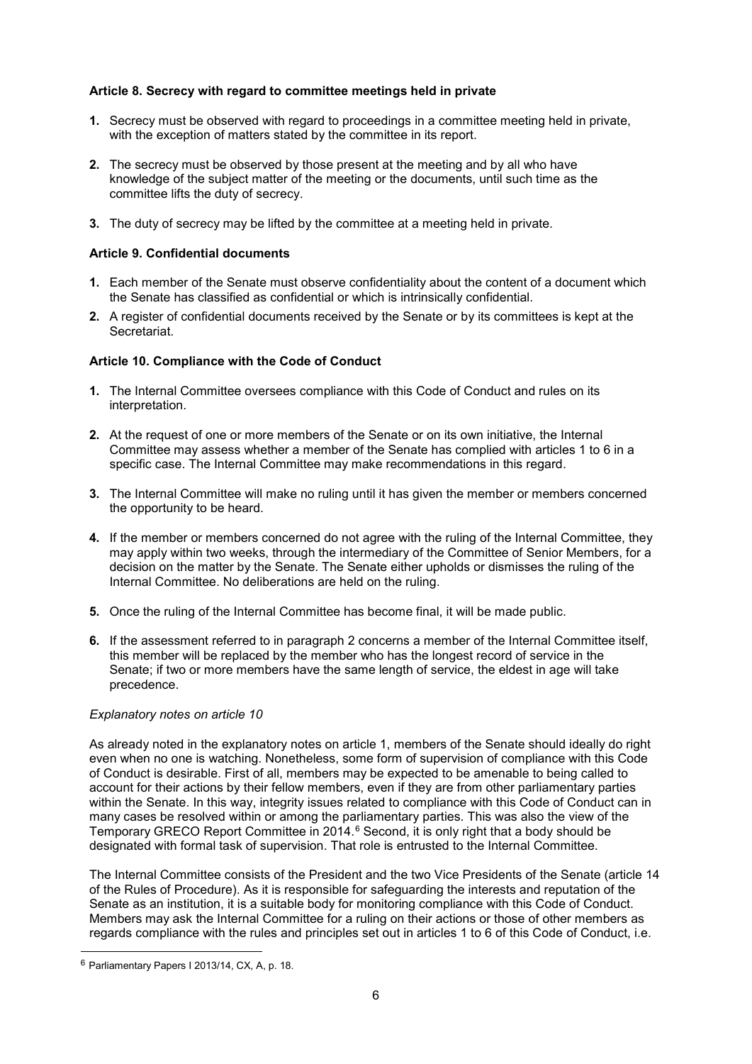**Article 8. Secrecy with regard to committee meetings held in private**

1. Secrecy must be observed with regard to proceedings in a committee meeting held in private, with the exception of matters stated by the committee in its report.
2. The secrecy must be observed by those present at the meeting and by all who have knowledge of the subject matter of the meeting or the documents, until such time as the committee lifts the duty of secrecy.
3. The duty of secrecy may be lifted by the committee at a meeting held in private.

**Article 9. Confidential documents**

1. Each member of the Senate must observe confidentiality about the content of a document which the Senate has classified as confidential or which is intrinsically confidential.
2. A register of confidential documents received by the Senate or by its committees is kept at the Secretariat.

**Article 10. Compliance with the Code of Conduct**

1. The Internal Committee oversees compliance with this Code of Conduct and rules on its interpretation.
2. At the request of one or more members of the Senate or on its own initiative, the Internal Committee may assess whether a member of the Senate has complied with articles 1 to 6 in a specific case. The Internal Committee may make recommendations in this regard.
3. The Internal Committee will make no ruling until it has given the member or members concerned the opportunity to be heard.
4. If the member or members concerned do not agree with the ruling of the Internal Committee, they may apply within two weeks, through the intermediary of the Committee of Senior Members, for a decision on the matter by the Senate. The Senate either upholds or dismisses the ruling of the Internal Committee. No deliberations are held on the ruling.
5. Once the ruling of the Internal Committee has become final, it will be made public.
6. If the assessment referred to in paragraph 2 concerns a member of the Internal Committee itself, this member will be replaced by the member who has the longest record of service in the Senate; if two or more members have the same length of service, the eldest in age will take precedence.

*Explanatory notes on article 10*

As already noted in the explanatory notes on article 1, members of the Senate should ideally do right even when no one is watching. Nonetheless, some form of supervision of compliance with this Code of Conduct is desirable. First of all, members may be expected to be amenable to being called to account for their actions by their fellow members, even if they are from other parliamentary parties within the Senate. In this way, integrity issues related to compliance with this Code of Conduct can in many cases be resolved within or among the parliamentary parties. This was also the view of the Temporary GRECO Report Committee in 2014.[6] Second, it is only right that a body should be designated with formal task of supervision. That role is entrusted to the Internal Committee.

The Internal Committee consists of the President and the two Vice Presidents of the Senate (article 14 of the Rules of Procedure). As it is responsible for safeguarding the interests and reputation of the Senate as an institution, it is a suitable body for monitoring compliance with this Code of Conduct. Members may ask the Internal Committee for a ruling on their actions or those of other members as regards compliance with the rules and principles set out in articles 1 to 6 of this Code of Conduct, i.e.

[6] Parliamentary Papers I 2013/14, CX, A, p. 18.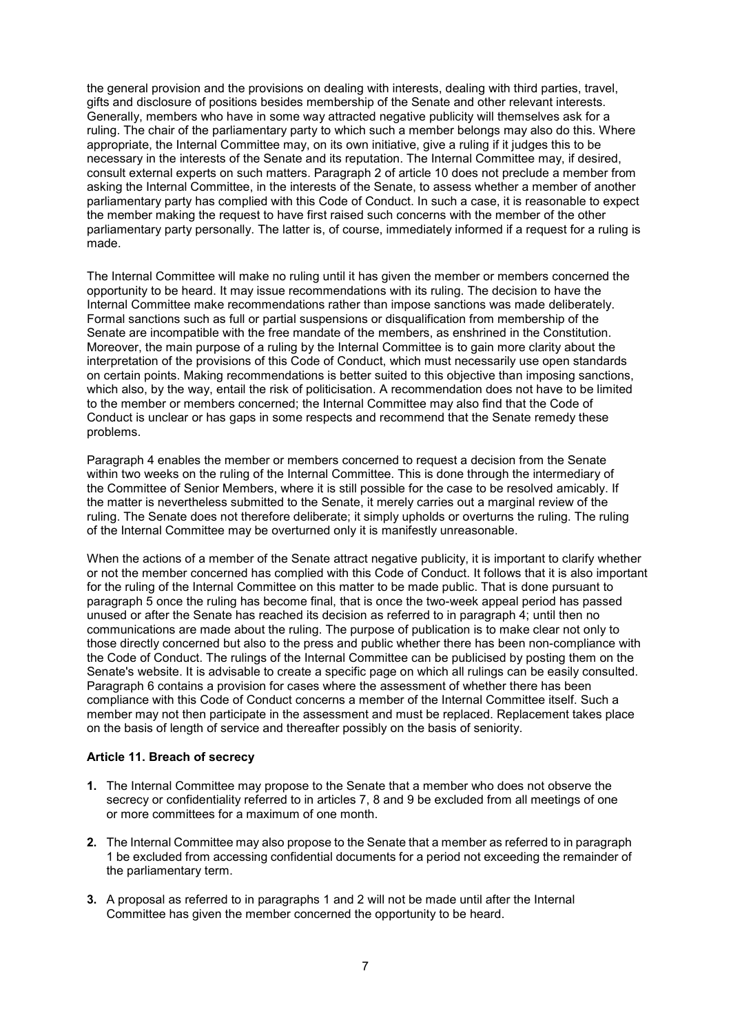the general provision and the provisions on dealing with interests, dealing with third parties, travel, gifts and disclosure of positions besides membership of the Senate and other relevant interests. Generally, members who have in some way attracted negative publicity will themselves ask for a ruling. The chair of the parliamentary party to which such a member belongs may also do this. Where appropriate, the Internal Committee may, on its own initiative, give a ruling if it judges this to be necessary in the interests of the Senate and its reputation. The Internal Committee may, if desired, consult external experts on such matters. Paragraph 2 of article 10 does not preclude a member from asking the Internal Committee, in the interests of the Senate, to assess whether a member of another parliamentary party has complied with this Code of Conduct. In such a case, it is reasonable to expect the member making the request to have first raised such concerns with the member of the other parliamentary party personally. The latter is, of course, immediately informed if a request for a ruling is made.

The Internal Committee will make no ruling until it has given the member or members concerned the opportunity to be heard. It may issue recommendations with its ruling. The decision to have the Internal Committee make recommendations rather than impose sanctions was made deliberately. Formal sanctions such as full or partial suspensions or disqualification from membership of the Senate are incompatible with the free mandate of the members, as enshrined in the Constitution. Moreover, the main purpose of a ruling by the Internal Committee is to gain more clarity about the interpretation of the provisions of this Code of Conduct, which must necessarily use open standards on certain points. Making recommendations is better suited to this objective than imposing sanctions, which also, by the way, entail the risk of politicisation. A recommendation does not have to be limited to the member or members concerned; the Internal Committee may also find that the Code of Conduct is unclear or has gaps in some respects and recommend that the Senate remedy these problems.

Paragraph 4 enables the member or members concerned to request a decision from the Senate within two weeks on the ruling of the Internal Committee. This is done through the intermediary of the Committee of Senior Members, where it is still possible for the case to be resolved amicably. If the matter is nevertheless submitted to the Senate, it merely carries out a marginal review of the ruling. The Senate does not therefore deliberate; it simply upholds or overturns the ruling. The ruling of the Internal Committee may be overturned only it is manifestly unreasonable.

When the actions of a member of the Senate attract negative publicity, it is important to clarify whether or not the member concerned has complied with this Code of Conduct. It follows that it is also important for the ruling of the Internal Committee on this matter to be made public. That is done pursuant to paragraph 5 once the ruling has become final, that is once the two-week appeal period has passed unused or after the Senate has reached its decision as referred to in paragraph 4; until then no communications are made about the ruling. The purpose of publication is to make clear not only to those directly concerned but also to the press and public whether there has been non-compliance with the Code of Conduct. The rulings of the Internal Committee can be publicised by posting them on the Senate's website. It is advisable to create a specific page on which all rulings can be easily consulted. Paragraph 6 contains a provision for cases where the assessment of whether there has been compliance with this Code of Conduct concerns a member of the Internal Committee itself. Such a member may not then participate in the assessment and must be replaced. Replacement takes place on the basis of length of service and thereafter possibly on the basis of seniority.

### Article 11. Breach of secrecy

1. The Internal Committee may propose to the Senate that a member who does not observe the secrecy or confidentiality referred to in articles 7, 8 and 9 be excluded from all meetings of one or more committees for a maximum of one month.
2. The Internal Committee may also propose to the Senate that a member as referred to in paragraph 1 be excluded from accessing confidential documents for a period not exceeding the remainder of the parliamentary term.
3. A proposal as referred to in paragraphs 1 and 2 will not be made until after the Internal Committee has given the member concerned the opportunity to be heard.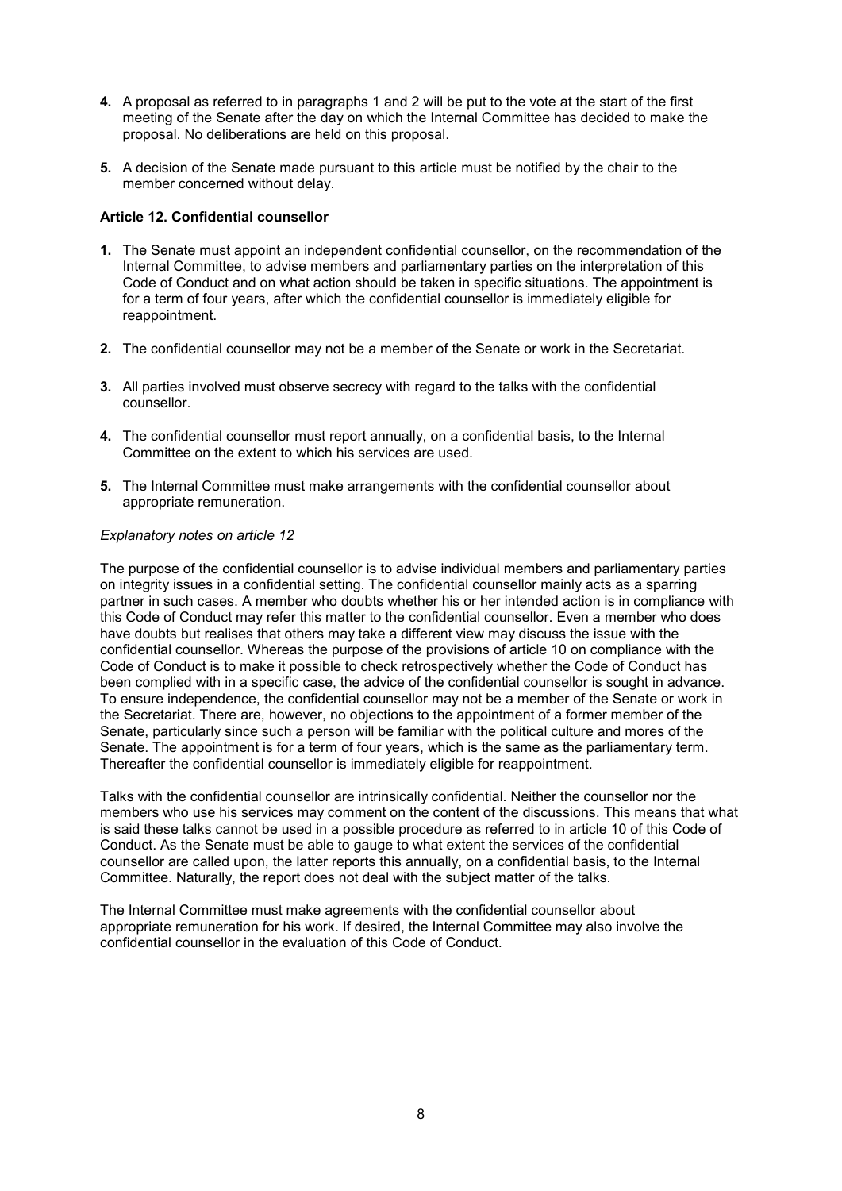**4.** A proposal as referred to in paragraphs 1 and 2 will be put to the vote at the start of the first meeting of the Senate after the day on which the Internal Committee has decided to make the proposal. No deliberations are held on this proposal.

**5.** A decision of the Senate made pursuant to this article must be notified by the chair to the member concerned without delay.

### Article 12. Confidential counsellor

**1.** The Senate must appoint an independent confidential counsellor, on the recommendation of the Internal Committee, to advise members and parliamentary parties on the interpretation of this Code of Conduct and on what action should be taken in specific situations. The appointment is for a term of four years, after which the confidential counsellor is immediately eligible for reappointment.

**2.** The confidential counsellor may not be a member of the Senate or work in the Secretariat.

**3.** All parties involved must observe secrecy with regard to the talks with the confidential counsellor.

**4.** The confidential counsellor must report annually, on a confidential basis, to the Internal Committee on the extent to which his services are used.

**5.** The Internal Committee must make arrangements with the confidential counsellor about appropriate remuneration.

*Explanatory notes on article 12*

The purpose of the confidential counsellor is to advise individual members and parliamentary parties on integrity issues in a confidential setting. The confidential counsellor mainly acts as a sparring partner in such cases. A member who doubts whether his or her intended action is in compliance with this Code of Conduct may refer this matter to the confidential counsellor. Even a member who does have doubts but realises that others may take a different view may discuss the issue with the confidential counsellor. Whereas the purpose of the provisions of article 10 on compliance with the Code of Conduct is to make it possible to check retrospectively whether the Code of Conduct has been complied with in a specific case, the advice of the confidential counsellor is sought in advance. To ensure independence, the confidential counsellor may not be a member of the Senate or work in the Secretariat. There are, however, no objections to the appointment of a former member of the Senate, particularly since such a person will be familiar with the political culture and mores of the Senate. The appointment is for a term of four years, which is the same as the parliamentary term. Thereafter the confidential counsellor is immediately eligible for reappointment.

Talks with the confidential counsellor are intrinsically confidential. Neither the counsellor nor the members who use his services may comment on the content of the discussions. This means that what is said these talks cannot be used in a possible procedure as referred to in article 10 of this Code of Conduct. As the Senate must be able to gauge to what extent the services of the confidential counsellor are called upon, the latter reports this annually, on a confidential basis, to the Internal Committee. Naturally, the report does not deal with the subject matter of the talks.

The Internal Committee must make agreements with the confidential counsellor about appropriate remuneration for his work. If desired, the Internal Committee may also involve the confidential counsellor in the evaluation of this Code of Conduct.